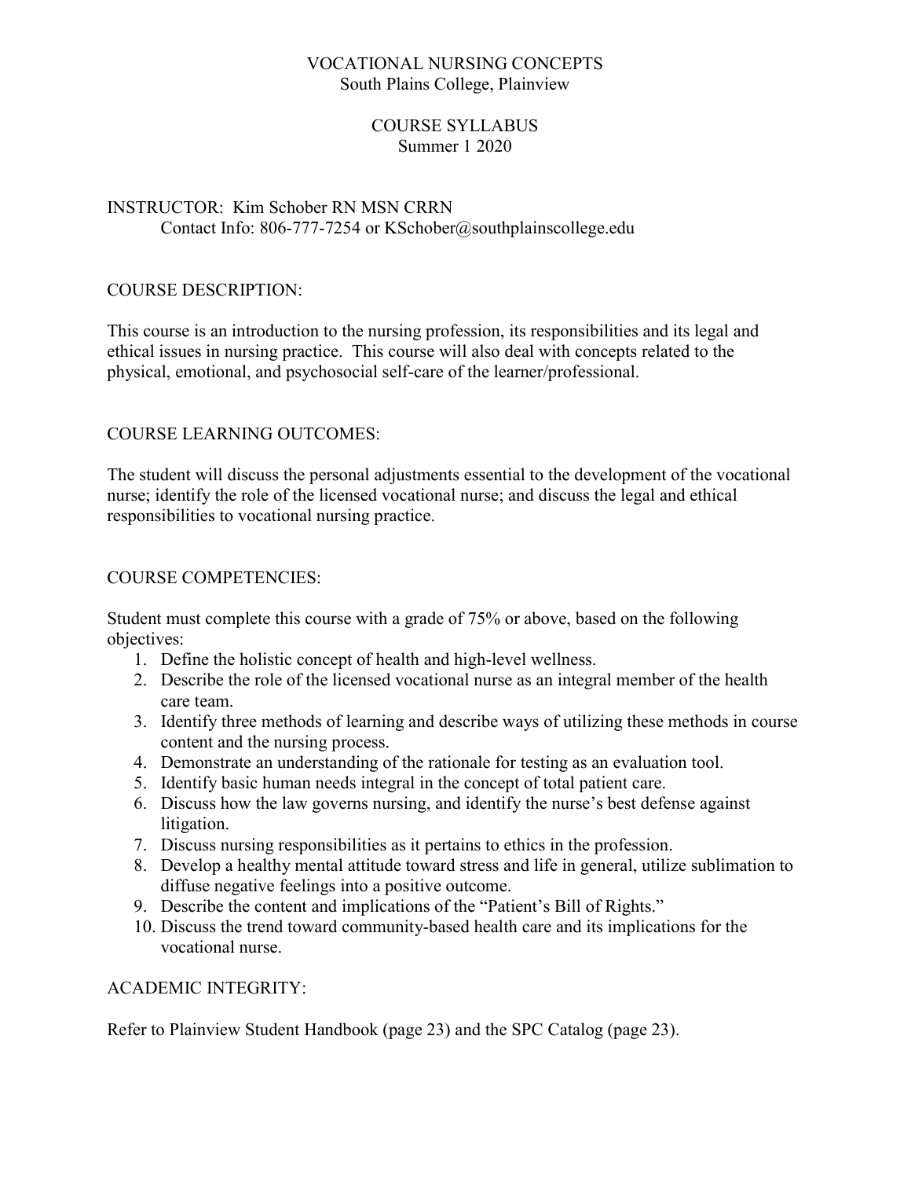# VOCATIONAL NURSING CONCEPTS

South Plains College, Plainview

## COURSE SYLLABUS

Summer 1 2020

INSTRUCTOR: Kim Schober RN MSN CRRN
Contact Info: 806-777-7254 or KSchober@southplainscollege.edu

## COURSE DESCRIPTION:

This course is an introduction to the nursing profession, its responsibilities and its legal and ethical issues in nursing practice. This course will also deal with concepts related to the physical, emotional, and psychosocial self-care of the learner/professional.

## COURSE LEARNING OUTCOMES:

The student will discuss the personal adjustments essential to the development of the vocational nurse; identify the role of the licensed vocational nurse; and discuss the legal and ethical responsibilities to vocational nursing practice.

## COURSE COMPETENCIES:

Student must complete this course with a grade of 75% or above, based on the following objectives:

1. Define the holistic concept of health and high-level wellness.
2. Describe the role of the licensed vocational nurse as an integral member of the health care team.
3. Identify three methods of learning and describe ways of utilizing these methods in course content and the nursing process.
4. Demonstrate an understanding of the rationale for testing as an evaluation tool.
5. Identify basic human needs integral in the concept of total patient care.
6. Discuss how the law governs nursing, and identify the nurse's best defense against litigation.
7. Discuss nursing responsibilities as it pertains to ethics in the profession.
8. Develop a healthy mental attitude toward stress and life in general, utilize sublimation to diffuse negative feelings into a positive outcome.
9. Describe the content and implications of the "Patient's Bill of Rights."
10. Discuss the trend toward community-based health care and its implications for the vocational nurse.

## ACADEMIC INTEGRITY:

Refer to Plainview Student Handbook (page 23) and the SPC Catalog (page 23).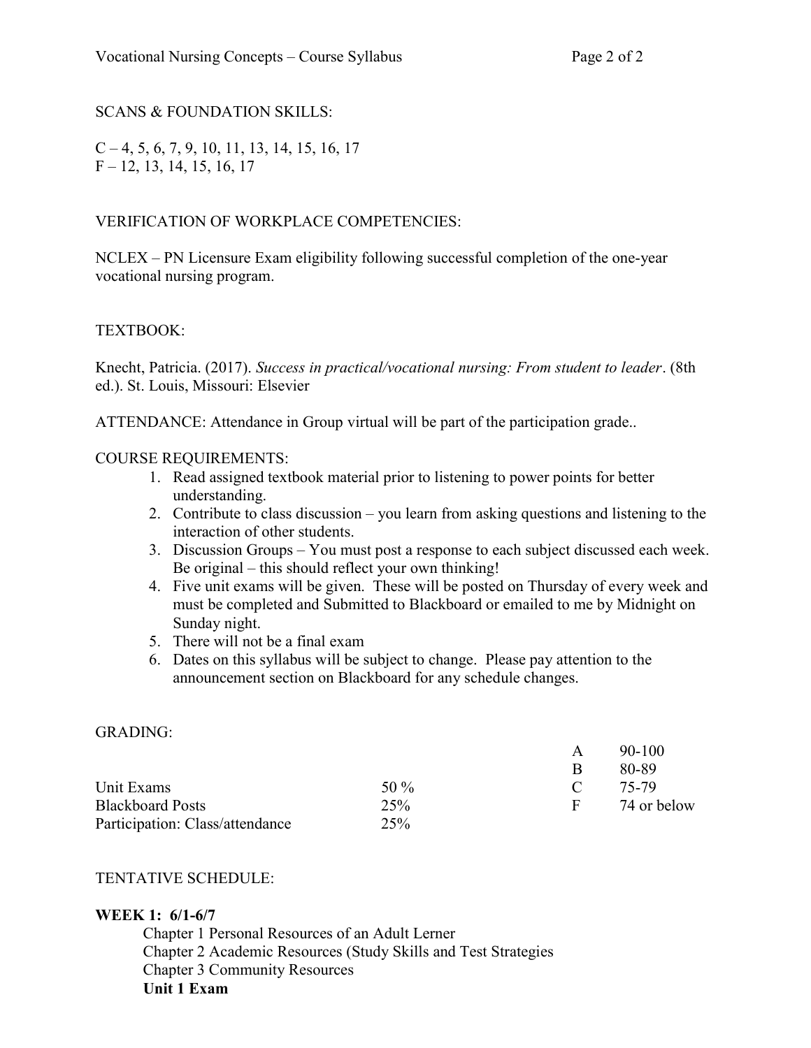SCANS & FOUNDATION SKILLS:

C – 4, 5, 6, 7, 9, 10, 11, 13, 14, 15, 16, 17
F – 12, 13, 14, 15, 16, 17

VERIFICATION OF WORKPLACE COMPETENCIES:

NCLEX – PN Licensure Exam eligibility following successful completion of the one-year vocational nursing program.

TEXTBOOK:

Knecht, Patricia. (2017). *Success in practical/vocational nursing: From student to leader*. (8th ed.). St. Louis, Missouri: Elsevier

ATTENDANCE: Attendance in Group virtual will be part of the participation grade..

COURSE REQUIREMENTS:

1. Read assigned textbook material prior to listening to power points for better understanding.
2. Contribute to class discussion – you learn from asking questions and listening to the interaction of other students.
3. Discussion Groups – You must post a response to each subject discussed each week. Be original – this should reflect your own thinking!
4. Five unit exams will be given. These will be posted on Thursday of every week and must be completed and Submitted to Blackboard or emailed to me by Midnight on Sunday night.
5. There will not be a final exam
6. Dates on this syllabus will be subject to change. Please pay attention to the announcement section on Blackboard for any schedule changes.

GRADING:

| | |
|---|---|
| Unit Exams | 50 % |
| Blackboard Posts | 25% |
| Participation: Class/attendance | 25% |

| | |
|---|---|
| A | 90-100 |
| B | 80-89 |
| C | 75-79 |
| F | 74 or below |

TENTATIVE SCHEDULE:

**WEEK 1: 6/1-6/7**

Chapter 1 Personal Resources of an Adult Lerner
Chapter 2 Academic Resources (Study Skills and Test Strategies
Chapter 3 Community Resources
**Unit 1 Exam**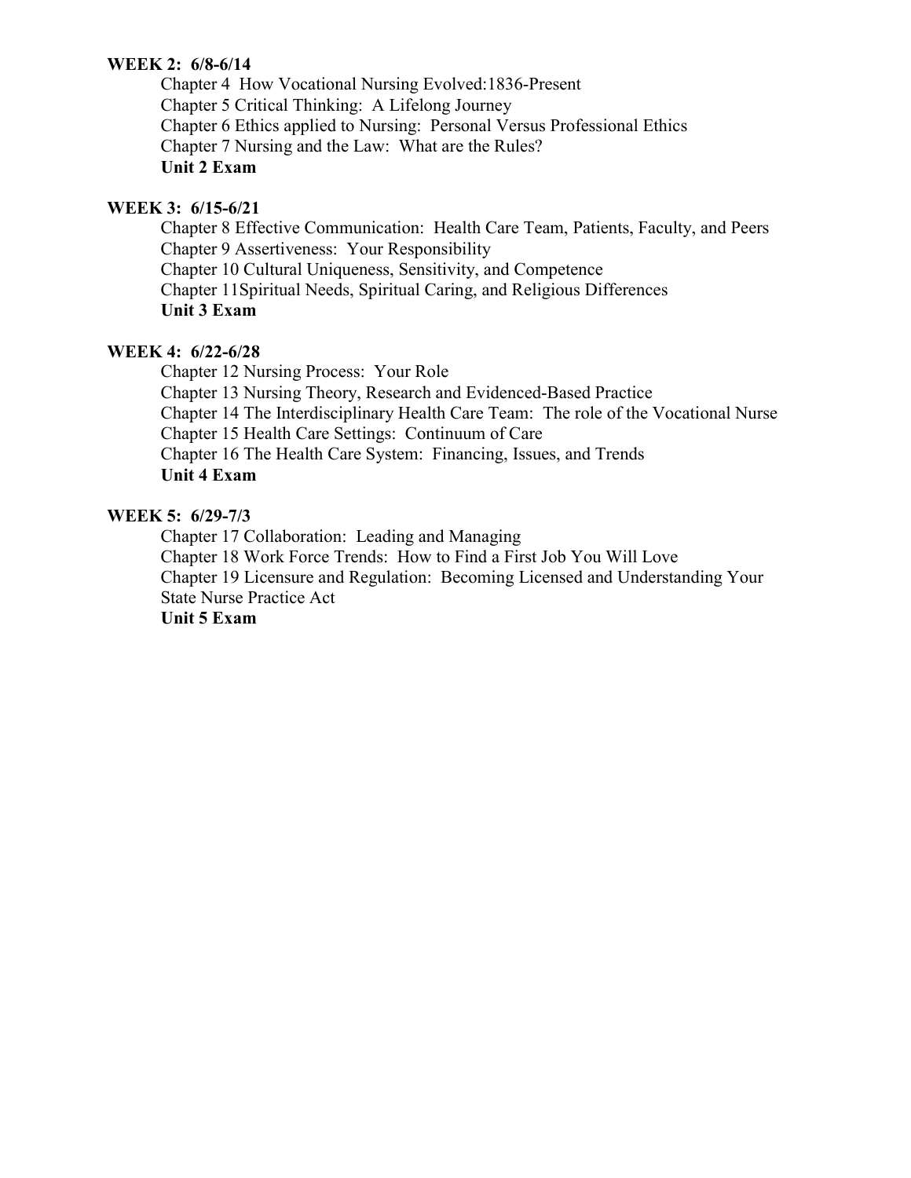**WEEK 2: 6/8-6/14**

Chapter 4 How Vocational Nursing Evolved:1836-Present
Chapter 5 Critical Thinking: A Lifelong Journey
Chapter 6 Ethics applied to Nursing: Personal Versus Professional Ethics
Chapter 7 Nursing and the Law: What are the Rules?
**Unit 2 Exam**

**WEEK 3: 6/15-6/21**

Chapter 8 Effective Communication: Health Care Team, Patients, Faculty, and Peers
Chapter 9 Assertiveness: Your Responsibility
Chapter 10 Cultural Uniqueness, Sensitivity, and Competence
Chapter 11Spiritual Needs, Spiritual Caring, and Religious Differences
**Unit 3 Exam**

**WEEK 4: 6/22-6/28**

Chapter 12 Nursing Process: Your Role
Chapter 13 Nursing Theory, Research and Evidenced-Based Practice
Chapter 14 The Interdisciplinary Health Care Team: The role of the Vocational Nurse
Chapter 15 Health Care Settings: Continuum of Care
Chapter 16 The Health Care System: Financing, Issues, and Trends
**Unit 4 Exam**

**WEEK 5: 6/29-7/3**

Chapter 17 Collaboration: Leading and Managing
Chapter 18 Work Force Trends: How to Find a First Job You Will Love
Chapter 19 Licensure and Regulation: Becoming Licensed and Understanding Your State Nurse Practice Act
**Unit 5 Exam**